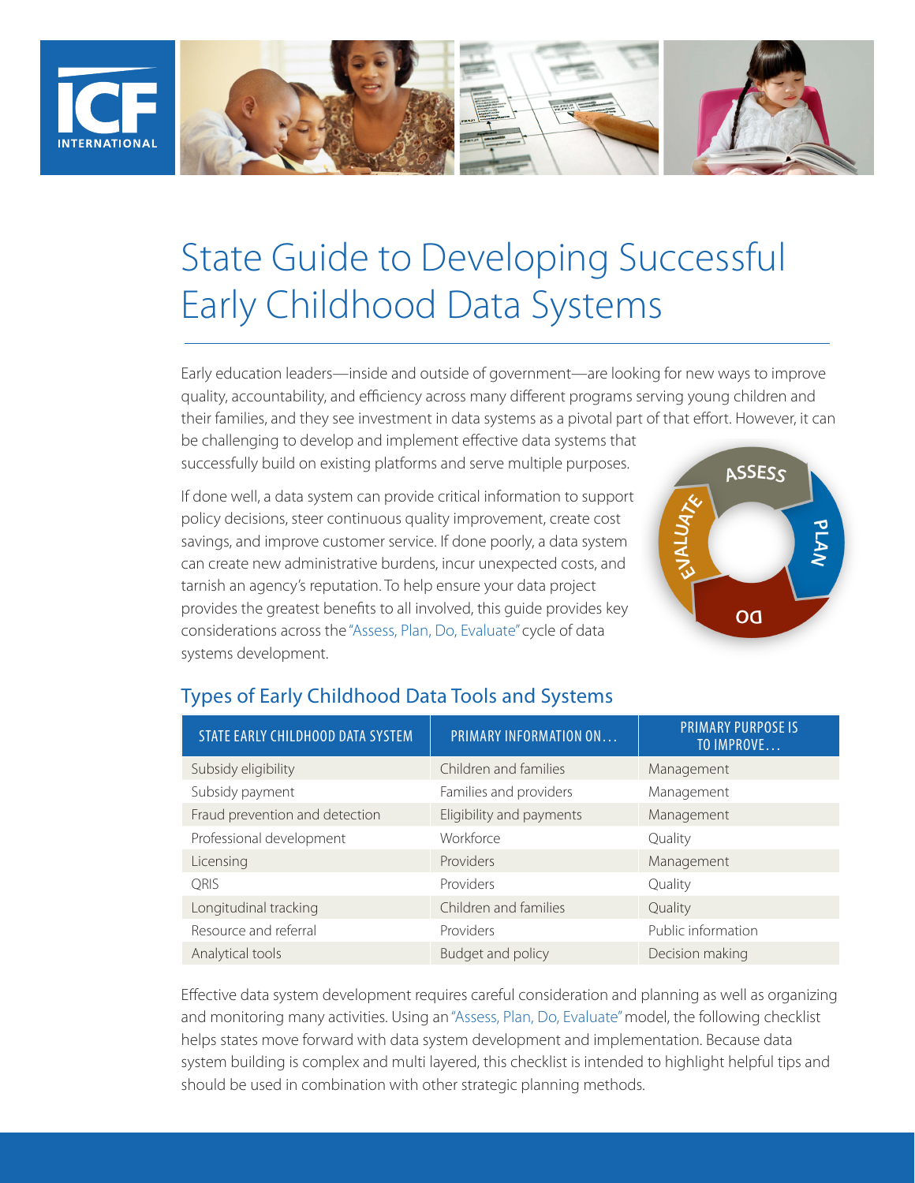# State Guide to Developing Successful Early Childhood Data Systems

Early education leaders—inside and outside of government—are looking for new ways to improve quality, accountability, and efficiency across many different programs serving young children and their families, and they see investment in data systems as a pivotal part of that effort. However, it can be challenging to develop and implement effective data systems that successfully build on existing platforms and serve multiple purposes.

If done well, a data system can provide critical information to support policy decisions, steer continuous quality improvement, create cost savings, and improve customer service. If done poorly, a data system can create new administrative burdens, incur unexpected costs, and tarnish an agency's reputation. To help ensure your data project provides the greatest benefits to all involved, this guide provides key considerations across the "Assess, Plan, Do, Evaluate" cycle of data systems development.

## Types of Early Childhood Data Tools and Systems

| STATE EARLY CHILDHOOD DATA SYSTEM | PRIMARY INFORMATION ON… | PRIMARY PURPOSE IS TO IMPROVE… |
|---|---|---|
| Subsidy eligibility | Children and families | Management |
| Subsidy payment | Families and providers | Management |
| Fraud prevention and detection | Eligibility and payments | Management |
| Professional development | Workforce | Quality |
| Licensing | Providers | Management |
| QRIS | Providers | Quality |
| Longitudinal tracking | Children and families | Quality |
| Resource and referral | Providers | Public information |
| Analytical tools | Budget and policy | Decision making |

Effective data system development requires careful consideration and planning as well as organizing and monitoring many activities. Using an "Assess, Plan, Do, Evaluate" model, the following checklist helps states move forward with data system development and implementation. Because data system building is complex and multi layered, this checklist is intended to highlight helpful tips and should be used in combination with other strategic planning methods.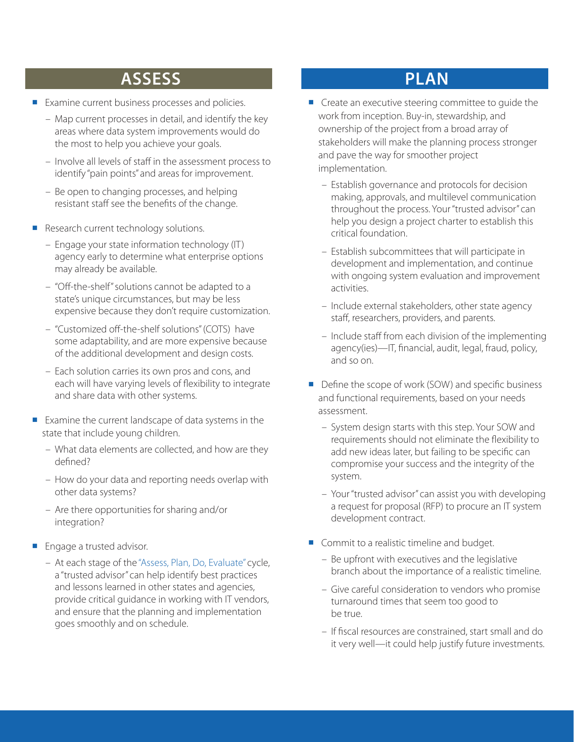## ASSESS

- Examine current business processes and policies.
  - Map current processes in detail, and identify the key areas where data system improvements would do the most to help you achieve your goals.
  - Involve all levels of staff in the assessment process to identify "pain points" and areas for improvement.
  - Be open to changing processes, and helping resistant staff see the benefits of the change.
- Research current technology solutions.
  - Engage your state information technology (IT) agency early to determine what enterprise options may already be available.
  - "Off-the-shelf" solutions cannot be adapted to a state's unique circumstances, but may be less expensive because they don't require customization.
  - "Customized off-the-shelf solutions" (COTS) have some adaptability, and are more expensive because of the additional development and design costs.
  - Each solution carries its own pros and cons, and each will have varying levels of flexibility to integrate and share data with other systems.
- Examine the current landscape of data systems in the state that include young children.
  - What data elements are collected, and how are they defined?
  - How do your data and reporting needs overlap with other data systems?
  - Are there opportunities for sharing and/or integration?
- Engage a trusted advisor.
  - At each stage of the "Assess, Plan, Do, Evaluate" cycle, a "trusted advisor" can help identify best practices and lessons learned in other states and agencies, provide critical guidance in working with IT vendors, and ensure that the planning and implementation goes smoothly and on schedule.

## PLAN

- Create an executive steering committee to guide the work from inception. Buy-in, stewardship, and ownership of the project from a broad array of stakeholders will make the planning process stronger and pave the way for smoother project implementation.
  - Establish governance and protocols for decision making, approvals, and multilevel communication throughout the process. Your "trusted advisor" can help you design a project charter to establish this critical foundation.
  - Establish subcommittees that will participate in development and implementation, and continue with ongoing system evaluation and improvement activities.
  - Include external stakeholders, other state agency staff, researchers, providers, and parents.
  - Include staff from each division of the implementing agency(ies)—IT, financial, audit, legal, fraud, policy, and so on.
- Define the scope of work (SOW) and specific business and functional requirements, based on your needs assessment.
  - System design starts with this step. Your SOW and requirements should not eliminate the flexibility to add new ideas later, but failing to be specific can compromise your success and the integrity of the system.
  - Your "trusted advisor" can assist you with developing a request for proposal (RFP) to procure an IT system development contract.
- Commit to a realistic timeline and budget.
  - Be upfront with executives and the legislative branch about the importance of a realistic timeline.
  - Give careful consideration to vendors who promise turnaround times that seem too good to be true.
  - If fiscal resources are constrained, start small and do it very well—it could help justify future investments.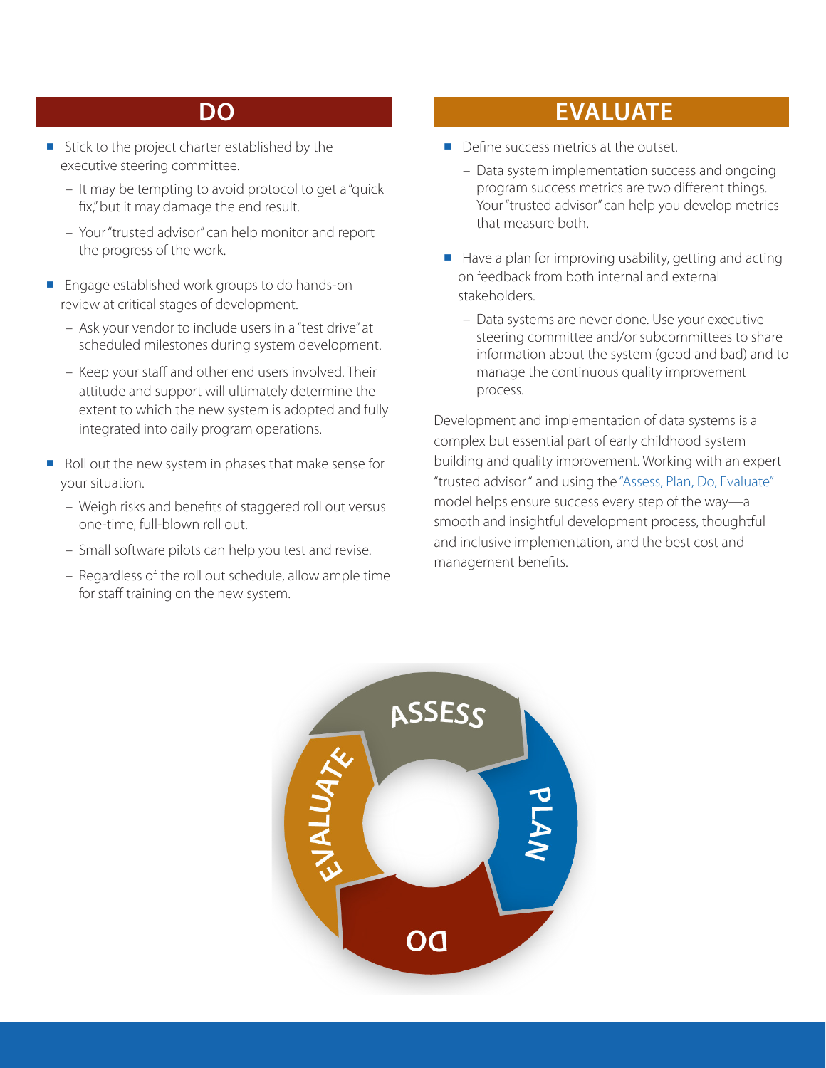## DO

- Stick to the project charter established by the executive steering committee.
  - It may be tempting to avoid protocol to get a "quick fix," but it may damage the end result.
  - Your "trusted advisor" can help monitor and report the progress of the work.
- Engage established work groups to do hands-on review at critical stages of development.
  - Ask your vendor to include users in a "test drive" at scheduled milestones during system development.
  - Keep your staff and other end users involved. Their attitude and support will ultimately determine the extent to which the new system is adopted and fully integrated into daily program operations.
- Roll out the new system in phases that make sense for your situation.
  - Weigh risks and benefits of staggered roll out versus one-time, full-blown roll out.
  - Small software pilots can help you test and revise.
  - Regardless of the roll out schedule, allow ample time for staff training on the new system.

## EVALUATE

- Define success metrics at the outset.
  - Data system implementation success and ongoing program success metrics are two different things. Your "trusted advisor" can help you develop metrics that measure both.
- Have a plan for improving usability, getting and acting on feedback from both internal and external stakeholders.
  - Data systems are never done. Use your executive steering committee and/or subcommittees to share information about the system (good and bad) and to manage the continuous quality improvement process.

Development and implementation of data systems is a complex but essential part of early childhood system building and quality improvement. Working with an expert "trusted advisor" and using the "Assess, Plan, Do, Evaluate" model helps ensure success every step of the way—a smooth and insightful development process, thoughtful and inclusive implementation, and the best cost and management benefits.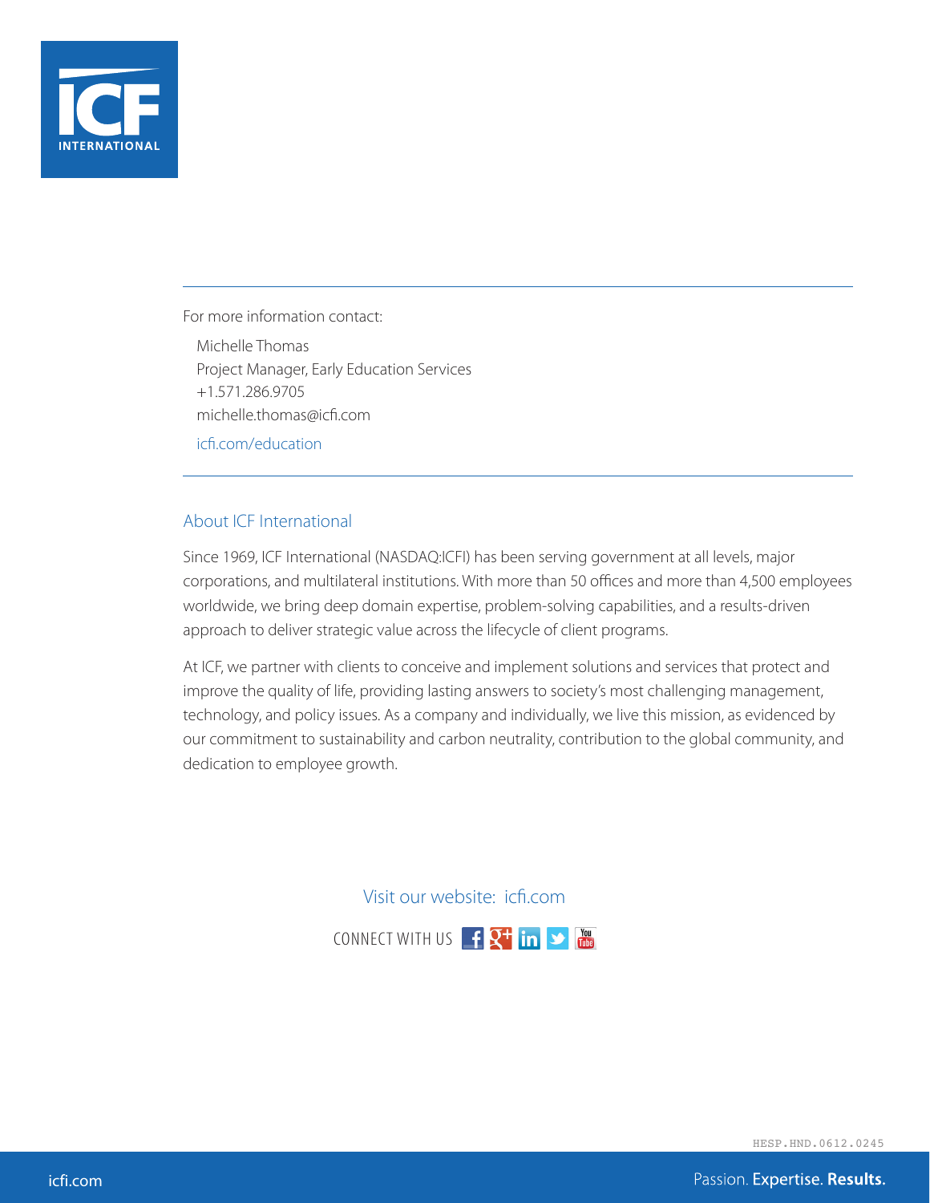ICF INTERNATIONAL

For more information contact:

Michelle Thomas
Project Manager, Early Education Services
+1.571.286.9705
michelle.thomas@icfi.com

icfi.com/education

## About ICF International

Since 1969, ICF International (NASDAQ:ICFI) has been serving government at all levels, major corporations, and multilateral institutions. With more than 50 offices and more than 4,500 employees worldwide, we bring deep domain expertise, problem-solving capabilities, and a results-driven approach to deliver strategic value across the lifecycle of client programs.

At ICF, we partner with clients to conceive and implement solutions and services that protect and improve the quality of life, providing lasting answers to society's most challenging management, technology, and policy issues. As a company and individually, we live this mission, as evidenced by our commitment to sustainability and carbon neutrality, contribution to the global community, and dedication to employee growth.

Visit our website: icfi.com

CONNECT WITH US

HESP.HND.0612.0245

icfi.com

Passion. **Expertise. Results.**